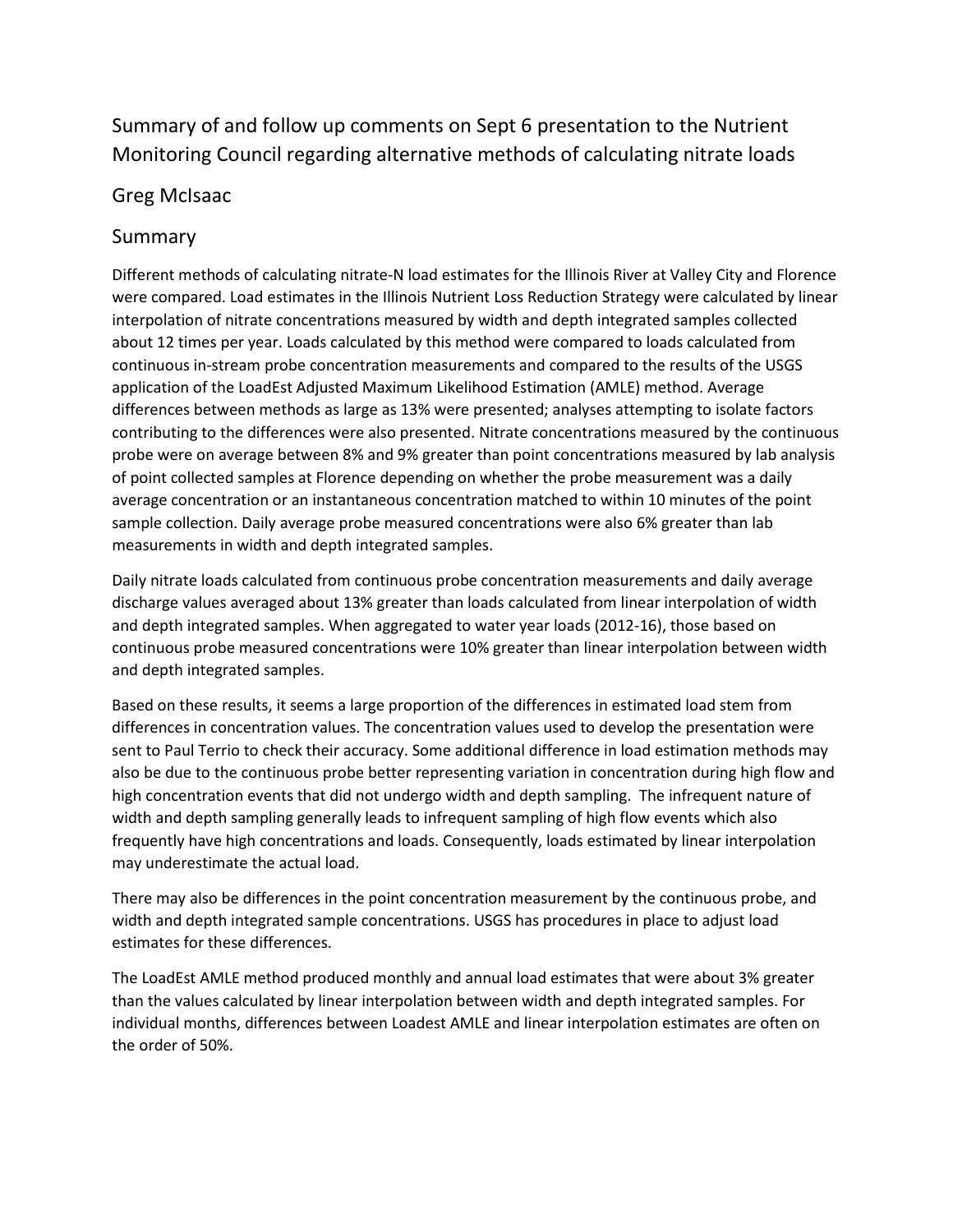# Summary of and follow up comments on Sept 6 presentation to the Nutrient Monitoring Council regarding alternative methods of calculating nitrate loads

## Greg McIsaac

## Summary

Different methods of calculating nitrate-N load estimates for the Illinois River at Valley City and Florence were compared. Load estimates in the Illinois Nutrient Loss Reduction Strategy were calculated by linear interpolation of nitrate concentrations measured by width and depth integrated samples collected about 12 times per year. Loads calculated by this method were compared to loads calculated from continuous in-stream probe concentration measurements and compared to the results of the USGS application of the LoadEst Adjusted Maximum Likelihood Estimation (AMLE) method. Average differences between methods as large as 13% were presented; analyses attempting to isolate factors contributing to the differences were also presented. Nitrate concentrations measured by the continuous probe were on average between 8% and 9% greater than point concentrations measured by lab analysis of point collected samples at Florence depending on whether the probe measurement was a daily average concentration or an instantaneous concentration matched to within 10 minutes of the point sample collection. Daily average probe measured concentrations were also 6% greater than lab measurements in width and depth integrated samples.

Daily nitrate loads calculated from continuous probe concentration measurements and daily average discharge values averaged about 13% greater than loads calculated from linear interpolation of width and depth integrated samples. When aggregated to water year loads (2012-16), those based on continuous probe measured concentrations were 10% greater than linear interpolation between width and depth integrated samples.

Based on these results, it seems a large proportion of the differences in estimated load stem from differences in concentration values. The concentration values used to develop the presentation were sent to Paul Terrio to check their accuracy. Some additional difference in load estimation methods may also be due to the continuous probe better representing variation in concentration during high flow and high concentration events that did not undergo width and depth sampling. The infrequent nature of width and depth sampling generally leads to infrequent sampling of high flow events which also frequently have high concentrations and loads. Consequently, loads estimated by linear interpolation may underestimate the actual load.

There may also be differences in the point concentration measurement by the continuous probe, and width and depth integrated sample concentrations. USGS has procedures in place to adjust load estimates for these differences.

The LoadEst AMLE method produced monthly and annual load estimates that were about 3% greater than the values calculated by linear interpolation between width and depth integrated samples. For individual months, differences between Loadest AMLE and linear interpolation estimates are often on the order of 50%.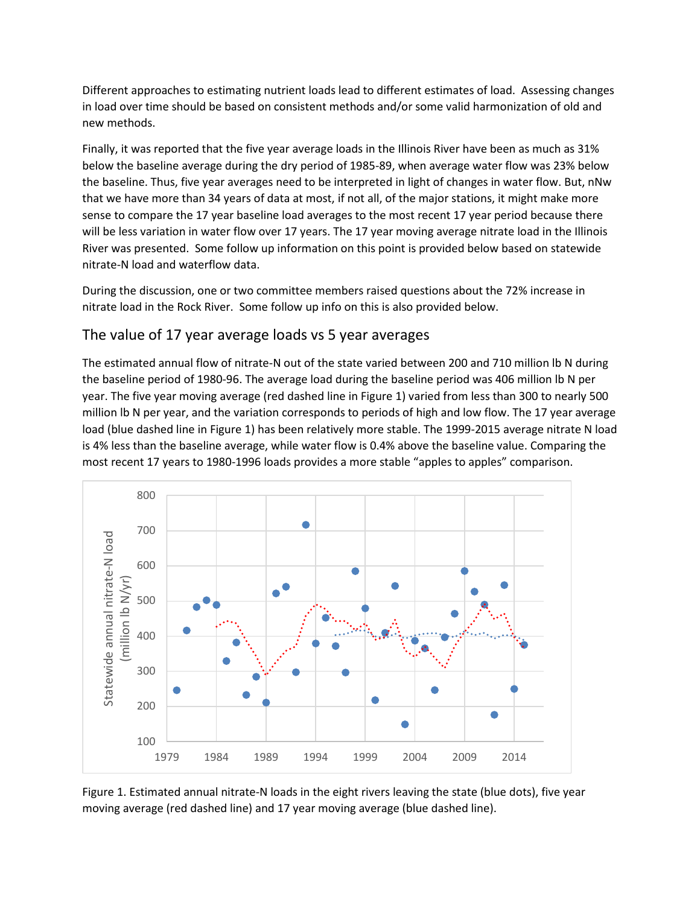Different approaches to estimating nutrient loads lead to different estimates of load. Assessing changes in load over time should be based on consistent methods and/or some valid harmonization of old and new methods.

Finally, it was reported that the five year average loads in the Illinois River have been as much as 31% below the baseline average during the dry period of 1985-89, when average water flow was 23% below the baseline. Thus, five year averages need to be interpreted in light of changes in water flow. But, nNw that we have more than 34 years of data at most, if not all, of the major stations, it might make more sense to compare the 17 year baseline load averages to the most recent 17 year period because there will be less variation in water flow over 17 years. The 17 year moving average nitrate load in the Illinois River was presented. Some follow up information on this point is provided below based on statewide nitrate-N load and waterflow data.

During the discussion, one or two committee members raised questions about the 72% increase in nitrate load in the Rock River. Some follow up info on this is also provided below.

## The value of 17 year average loads vs 5 year averages

The estimated annual flow of nitrate-N out of the state varied between 200 and 710 million lb N during the baseline period of 1980-96. The average load during the baseline period was 406 million lb N per year. The five year moving average (red dashed line in Figure 1) varied from less than 300 to nearly 500 million lb N per year, and the variation corresponds to periods of high and low flow. The 17 year average load (blue dashed line in Figure 1) has been relatively more stable. The 1999-2015 average nitrate N load is 4% less than the baseline average, while water flow is 0.4% above the baseline value. Comparing the most recent 17 years to 1980-1996 loads provides a more stable "apples to apples" comparison.

Figure 1. Estimated annual nitrate-N loads in the eight rivers leaving the state (blue dots), five year moving average (red dashed line) and 17 year moving average (blue dashed line).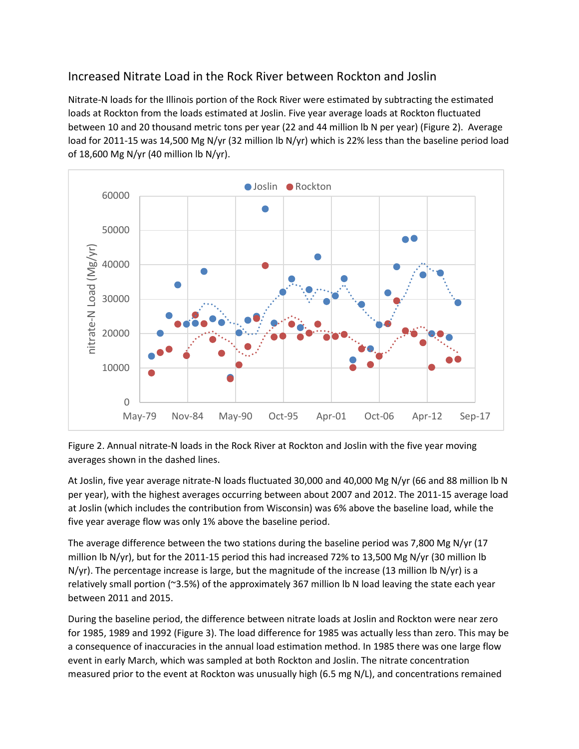## Increased Nitrate Load in the Rock River between Rockton and Joslin

Nitrate-N loads for the Illinois portion of the Rock River were estimated by subtracting the estimated loads at Rockton from the loads estimated at Joslin. Five year average loads at Rockton fluctuated between 10 and 20 thousand metric tons per year (22 and 44 million lb N per year) (Figure 2). Average load for 2011-15 was 14,500 Mg N/yr (32 million lb N/yr) which is 22% less than the baseline period load of 18,600 Mg N/yr (40 million lb N/yr).

Figure 2. Annual nitrate-N loads in the Rock River at Rockton and Joslin with the five year moving averages shown in the dashed lines.

At Joslin, five year average nitrate-N loads fluctuated 30,000 and 40,000 Mg N/yr (66 and 88 million lb N per year), with the highest averages occurring between about 2007 and 2012. The 2011-15 average load at Joslin (which includes the contribution from Wisconsin) was 6% above the baseline load, while the five year average flow was only 1% above the baseline period.

The average difference between the two stations during the baseline period was 7,800 Mg N/yr (17 million lb N/yr), but for the 2011-15 period this had increased 72% to 13,500 Mg N/yr (30 million lb N/yr). The percentage increase is large, but the magnitude of the increase (13 million lb N/yr) is a relatively small portion (~3.5%) of the approximately 367 million lb N load leaving the state each year between 2011 and 2015.

During the baseline period, the difference between nitrate loads at Joslin and Rockton were near zero for 1985, 1989 and 1992 (Figure 3). The load difference for 1985 was actually less than zero. This may be a consequence of inaccuracies in the annual load estimation method. In 1985 there was one large flow event in early March, which was sampled at both Rockton and Joslin. The nitrate concentration measured prior to the event at Rockton was unusually high (6.5 mg N/L), and concentrations remained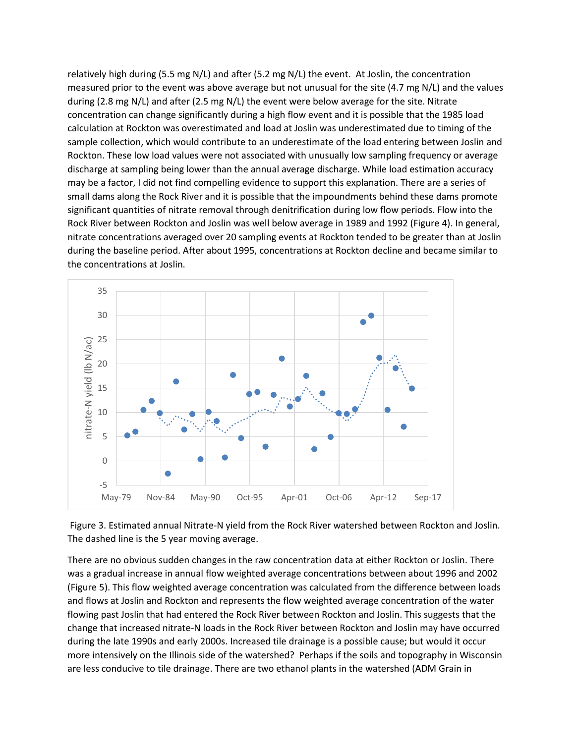relatively high during (5.5 mg N/L) and after (5.2 mg N/L) the event. At Joslin, the concentration measured prior to the event was above average but not unusual for the site (4.7 mg N/L) and the values during (2.8 mg N/L) and after (2.5 mg N/L) the event were below average for the site. Nitrate concentration can change significantly during a high flow event and it is possible that the 1985 load calculation at Rockton was overestimated and load at Joslin was underestimated due to timing of the sample collection, which would contribute to an underestimate of the load entering between Joslin and Rockton. These low load values were not associated with unusually low sampling frequency or average discharge at sampling being lower than the annual average discharge. While load estimation accuracy may be a factor, I did not find compelling evidence to support this explanation. There are a series of small dams along the Rock River and it is possible that the impoundments behind these dams promote significant quantities of nitrate removal through denitrification during low flow periods. Flow into the Rock River between Rockton and Joslin was well below average in 1989 and 1992 (Figure 4). In general, nitrate concentrations averaged over 20 sampling events at Rockton tended to be greater than at Joslin during the baseline period. After about 1995, concentrations at Rockton decline and became similar to the concentrations at Joslin.

Figure 3. Estimated annual Nitrate-N yield from the Rock River watershed between Rockton and Joslin. The dashed line is the 5 year moving average.

There are no obvious sudden changes in the raw concentration data at either Rockton or Joslin. There was a gradual increase in annual flow weighted average concentrations between about 1996 and 2002 (Figure 5). This flow weighted average concentration was calculated from the difference between loads and flows at Joslin and Rockton and represents the flow weighted average concentration of the water flowing past Joslin that had entered the Rock River between Rockton and Joslin. This suggests that the change that increased nitrate-N loads in the Rock River between Rockton and Joslin may have occurred during the late 1990s and early 2000s. Increased tile drainage is a possible cause; but would it occur more intensively on the Illinois side of the watershed? Perhaps if the soils and topography in Wisconsin are less conducive to tile drainage. There are two ethanol plants in the watershed (ADM Grain in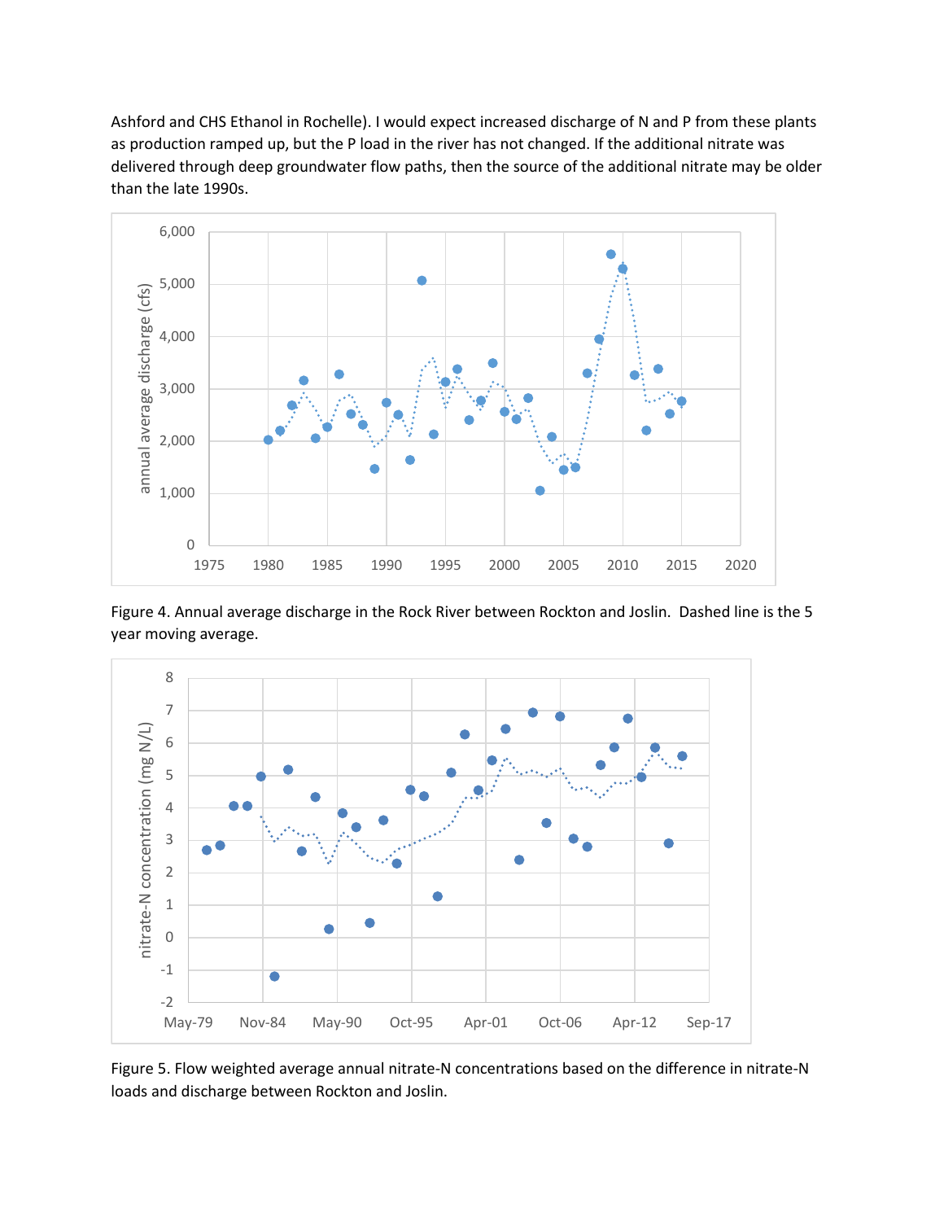Ashford and CHS Ethanol in Rochelle). I would expect increased discharge of N and P from these plants as production ramped up, but the P load in the river has not changed. If the additional nitrate was delivered through deep groundwater flow paths, then the source of the additional nitrate may be older than the late 1990s.

Figure 4. Annual average discharge in the Rock River between Rockton and Joslin. Dashed line is the 5 year moving average.

Figure 5. Flow weighted average annual nitrate-N concentrations based on the difference in nitrate-N loads and discharge between Rockton and Joslin.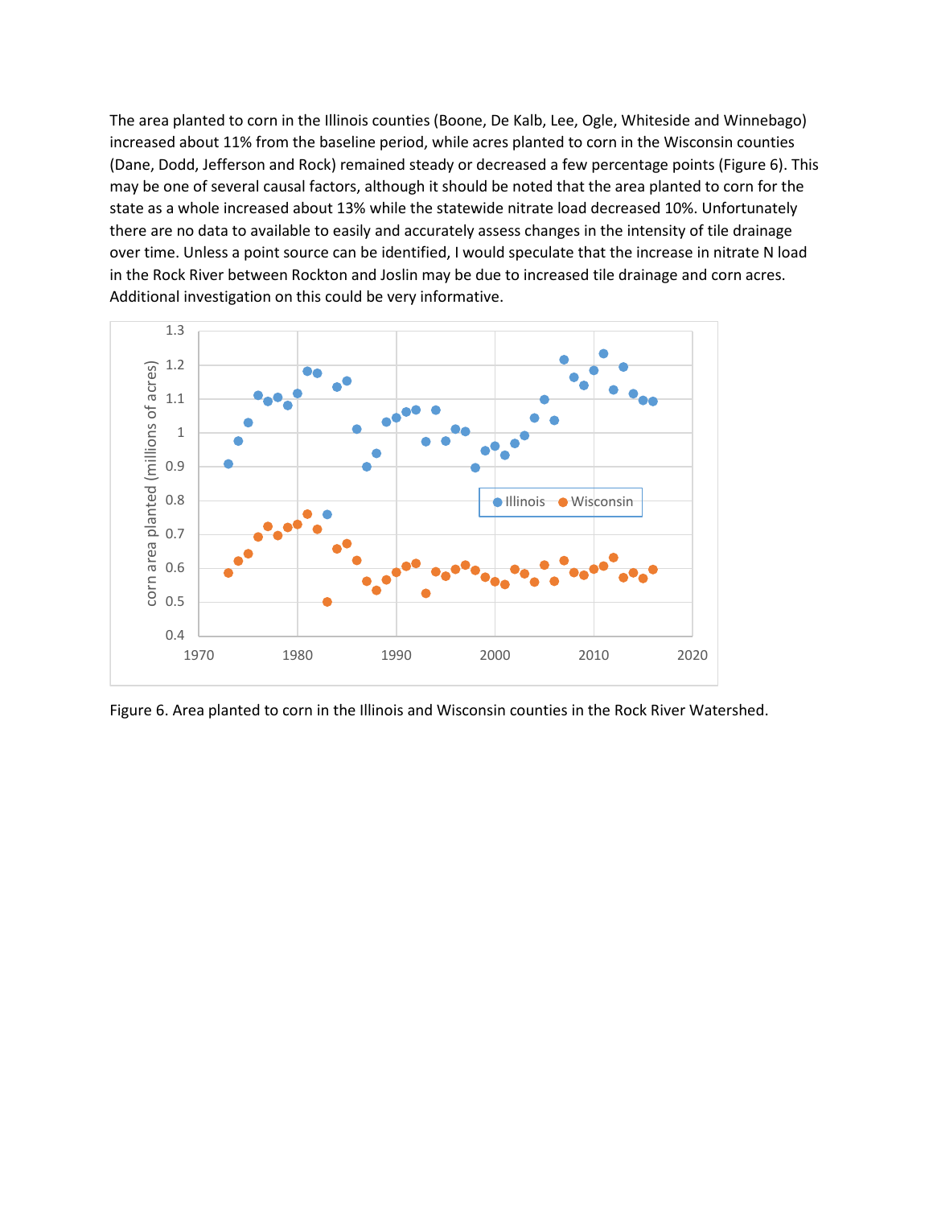The area planted to corn in the Illinois counties (Boone, De Kalb, Lee, Ogle, Whiteside and Winnebago) increased about 11% from the baseline period, while acres planted to corn in the Wisconsin counties (Dane, Dodd, Jefferson and Rock) remained steady or decreased a few percentage points (Figure 6). This may be one of several causal factors, although it should be noted that the area planted to corn for the state as a whole increased about 13% while the statewide nitrate load decreased 10%. Unfortunately there are no data to available to easily and accurately assess changes in the intensity of tile drainage over time. Unless a point source can be identified, I would speculate that the increase in nitrate N load in the Rock River between Rockton and Joslin may be due to increased tile drainage and corn acres. Additional investigation on this could be very informative.

corn area planted (millions of acres)

1.3
1.2
1.1
1
0.9
0.8
0.7
0.6
0.5
0.4

1970 1980 1990 2000 2010 2020

Illinois Wisconsin

Figure 6. Area planted to corn in the Illinois and Wisconsin counties in the Rock River Watershed.